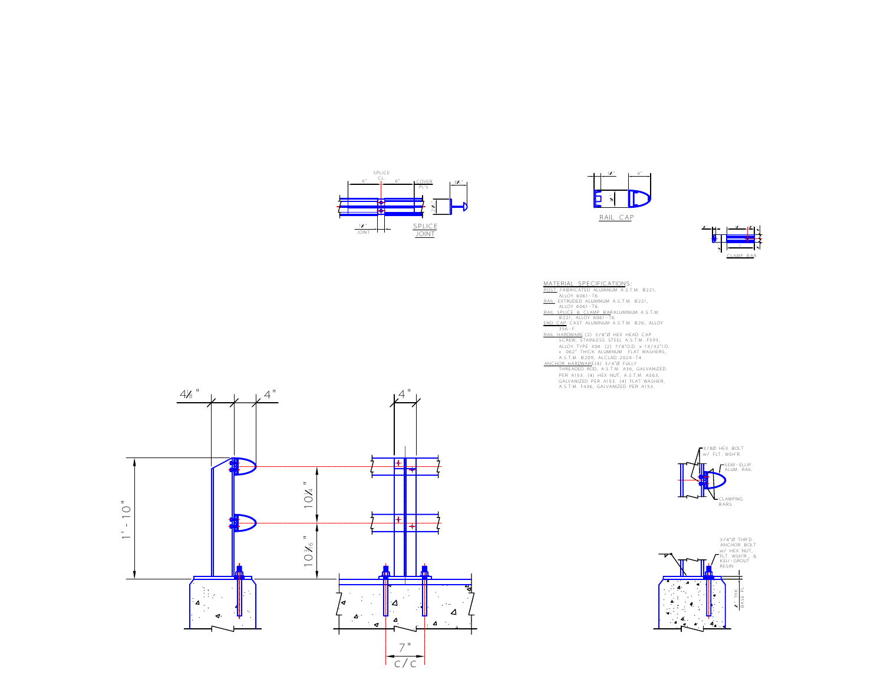SPLICE CL.

6"  6"

COVER PL's

3⅞"

1⅞"

1⁄2" JOINT

SPLICE JOINT

1⅞"  4"

RAIL CAP

CLAMP BAR

MATERIAL SPECIFICATIONS:

POST: FABRICATED ALUMINUM A.S.T.M. B221, ALLOY 6061-T6.

RAIL: EXTRUDED ALUMINUM A.S.T.M. B221, ALLOY 6061-T6.

RAIL SPLICE & CLAMP BAR ALUMINUM A.S.T.M. B221, ALLOY 6061-T6.

END CAP CAST ALUMINUM A.S.T.M. B26, ALLOY 356-F.

RAIL HARDWARE (2) 3/8"Ø HEX HEAD CAP SCREW, STAINLESS STEEL A.S.T.M. F593, ALLOY TYPE 304. (2) 7/8"O.D. x 13/32"I.D. x .062" THICK ALUMINUM FLAT WASHERS, A.S.T.M. B209, ALCLAD 2024-T4.

ANCHOR HARDWARE (4) 3/4"Ø FULLY THREADED ROD, A.S.T.M. A36, GALVANIZED PER A153. (4) HEX NUT, A.S.T.M. A563, GALVANIZED PER A153. (4) FLAT WASHER, A.S.T.M. F436, GALVANIZED PER A153.

4⅛"  4"

4"

1'-10"

10¼"

10 3⁄16"

7" C/C

3/8Ø HEX BOLT w/ FLT. WSH'R.

SEMI-ELLIP. ALUM. RAIL

CLAMPING BARS

3/4"Ø THR'D ANCHOR BOLT w/ HEX NUT, FLT. WSH'R., & KELI-GROUT RESIN

¾" THK. BASE PL.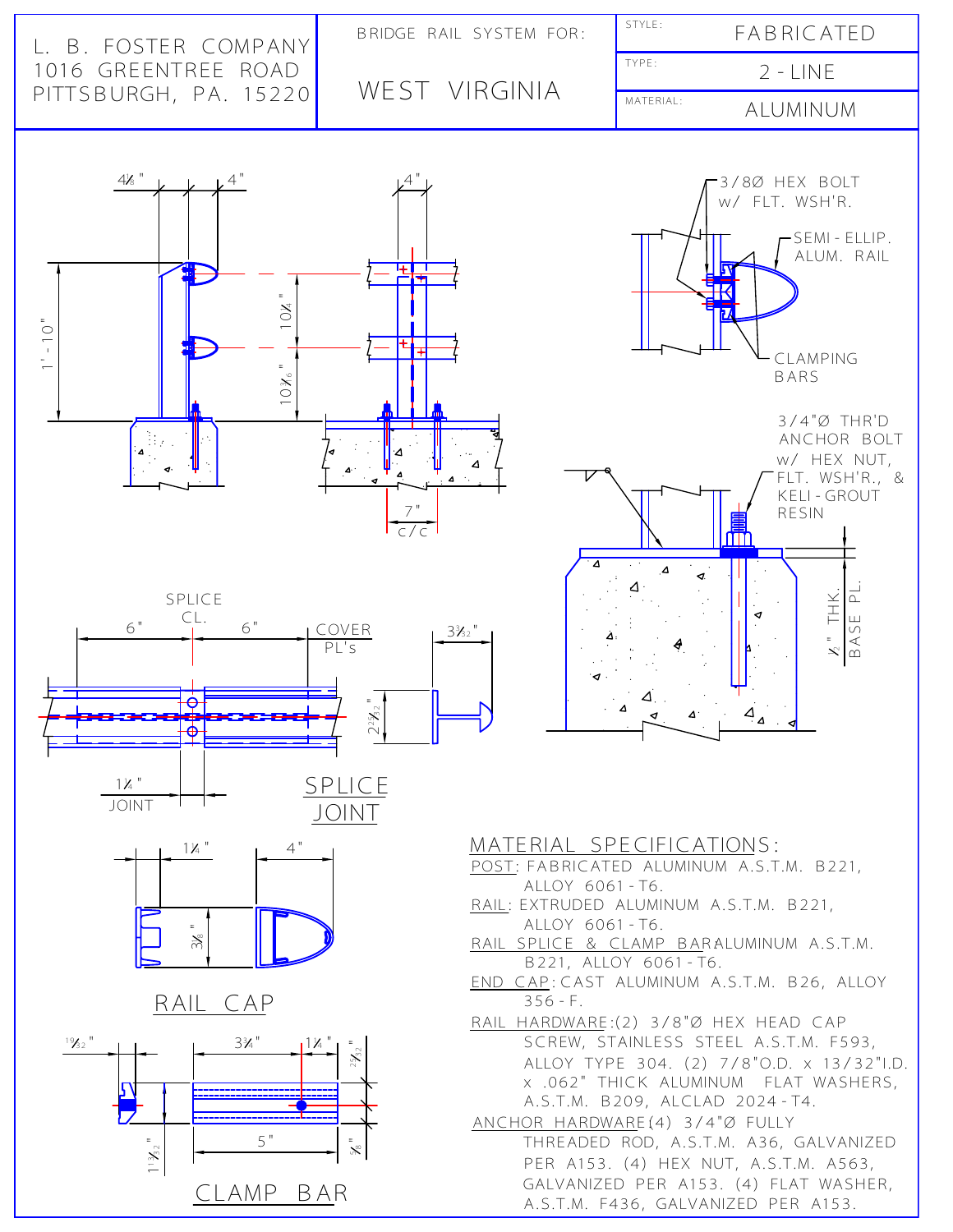L. B. FOSTER COMPANY
1016 GREENTREE ROAD
PITTSBURGH, PA. 15220

BRIDGE RAIL SYSTEM FOR:

WEST VIRGINIA

| | |
|---|---|
| STYLE: | FABRICATED |
| TYPE: | 2 - LINE |
| MATERIAL: | ALUMINUM |

4⅛"
4"
1'-10"
10¼"
10³⁄₁₆"
7" c/c

3/8Ø HEX BOLT w/ FLT. WSH'R.
SEMI-ELLIP. ALUM. RAIL
CLAMPING BARS

3/4"Ø THR'D ANCHOR BOLT w/ HEX NUT, FLT. WSH'R., & KELI-GROUT RESIN

½" THK. BASE PL.

SPLICE CL.
6"
6"
COVER PL's
1¼" JOINT
3³⁄₃₂"
2²³⁄₃₂"

## SPLICE JOINT

1¼"
4"
3⅜"

## RAIL CAP

¹⁹⁄₃₂"
3¾"
1¼"
²⁵⁄₃₂"
5"
⅝"
1¹⁵⁄₃₂"

## CLAMP BAR

## MATERIAL SPECIFICATIONS:

POST: FABRICATED ALUMINUM A.S.T.M. B221, ALLOY 6061-T6.

RAIL: EXTRUDED ALUMINUM A.S.T.M. B221, ALLOY 6061-T6.

RAIL SPLICE & CLAMP BAR: ALUMINUM A.S.T.M. B221, ALLOY 6061-T6.

END CAP: CAST ALUMINUM A.S.T.M. B26, ALLOY 356-F.

RAIL HARDWARE: (2) 3/8"Ø HEX HEAD CAP SCREW, STAINLESS STEEL A.S.T.M. F593, ALLOY TYPE 304. (2) 7/8"O.D. x 13/32"I.D. x .062" THICK ALUMINUM FLAT WASHERS, A.S.T.M. B209, ALCLAD 2024-T4.

ANCHOR HARDWARE: (4) 3/4"Ø FULLY THREADED ROD, A.S.T.M. A36, GALVANIZED PER A153. (4) HEX NUT, A.S.T.M. A563, GALVANIZED PER A153. (4) FLAT WASHER, A.S.T.M. F436, GALVANIZED PER A153.